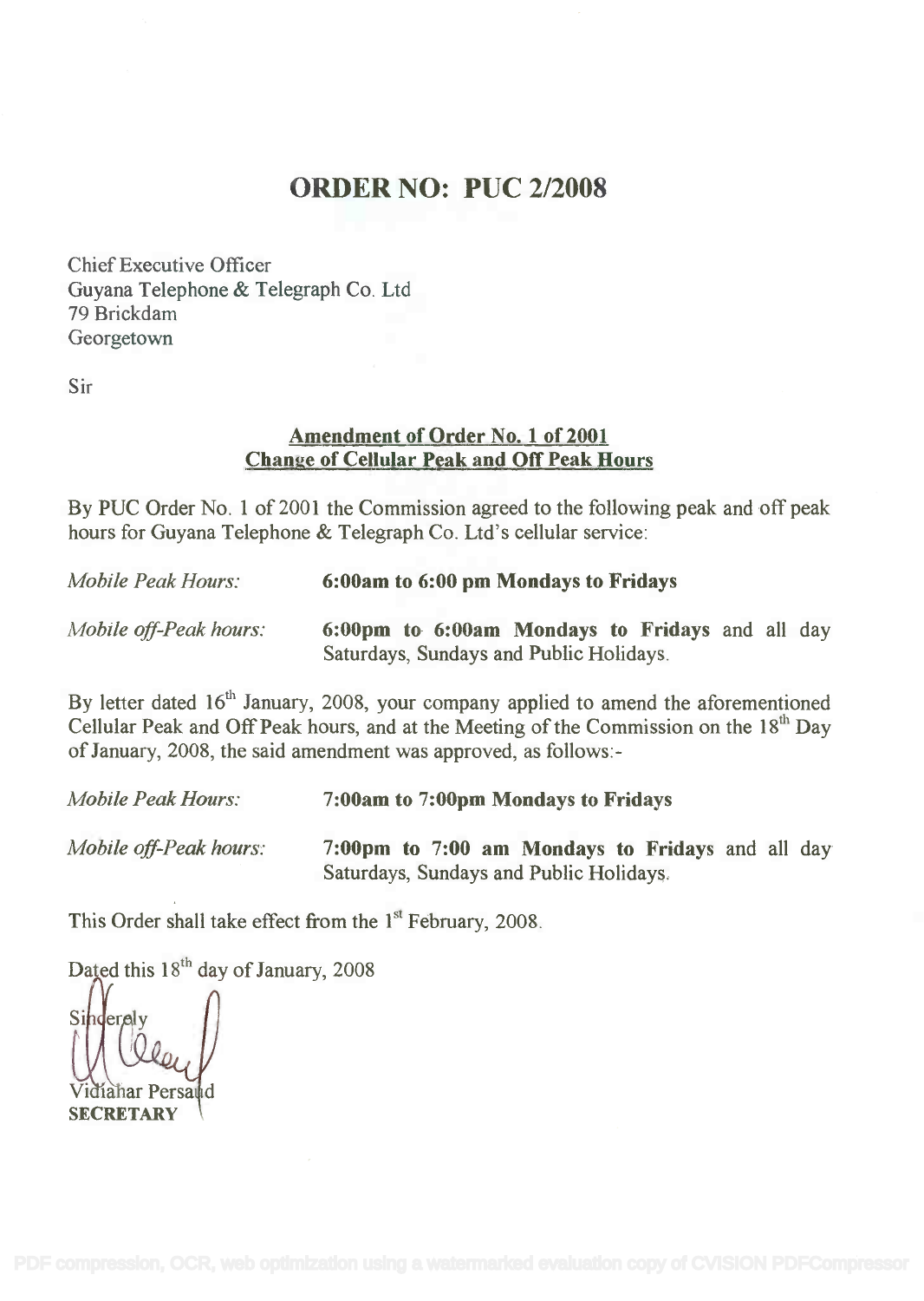# ORDER NO: PUC 2/2008

Chief Executive Officer
Guyana Telephone & Telegraph Co. Ltd
79 Brickdam
Georgetown

Sir

**Amendment of Order No. 1 of 2001**
**Change of Cellular Peak and Off Peak Hours**

By PUC Order No. 1 of 2001 the Commission agreed to the following peak and off peak hours for Guyana Telephone & Telegraph Co. Ltd's cellular service:

*Mobile Peak Hours:* **6:00am to 6:00 pm Mondays to Fridays**

*Mobile off-Peak hours:* **6:00pm to 6:00am Mondays to Fridays** and all day Saturdays, Sundays and Public Holidays.

By letter dated 16th January, 2008, your company applied to amend the aforementioned Cellular Peak and Off Peak hours, and at the Meeting of the Commission on the 18th Day of January, 2008, the said amendment was approved, as follows:-

*Mobile Peak Hours:* **7:00am to 7:00pm Mondays to Fridays**

*Mobile off-Peak hours:* **7:00pm to 7:00 am Mondays to Fridays** and all day Saturdays, Sundays and Public Holidays.

This Order shall take effect from the 1st February, 2008.

Dated this 18th day of January, 2008

Sincerely

Vidiahar Persaud
**SECRETARY**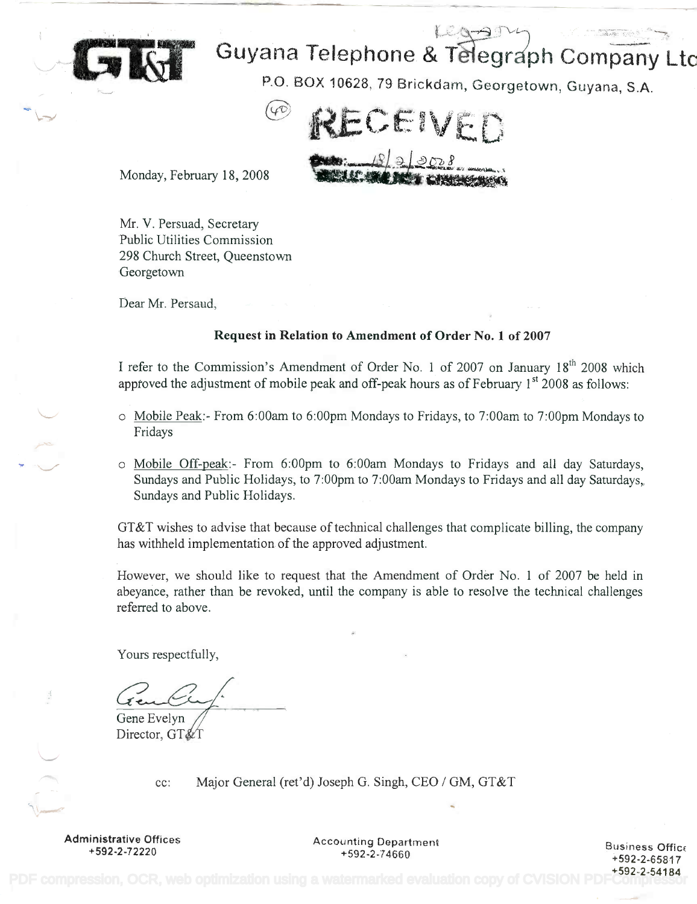# Guyana Telephone & Telegraph Company Ltd

P.O. BOX 10628, 79 Brickdam, Georgetown, Guyana, S.A.

RECEIVED
Date: 18/2/2008

Monday, February 18, 2008

Mr. V. Persuad, Secretary
Public Utilities Commission
298 Church Street, Queenstown
Georgetown

Dear Mr. Persaud,

**Request in Relation to Amendment of Order No. 1 of 2007**

I refer to the Commission's Amendment of Order No. 1 of 2007 on January 18th 2008 which approved the adjustment of mobile peak and off-peak hours as of February 1st 2008 as follows:

- Mobile Peak:- From 6:00am to 6:00pm Mondays to Fridays, to 7:00am to 7:00pm Mondays to Fridays
- Mobile Off-peak:- From 6:00pm to 6:00am Mondays to Fridays and all day Saturdays, Sundays and Public Holidays, to 7:00pm to 7:00am Mondays to Fridays and all day Saturdays, Sundays and Public Holidays.

GT&T wishes to advise that because of technical challenges that complicate billing, the company has withheld implementation of the approved adjustment.

However, we should like to request that the Amendment of Order No. 1 of 2007 be held in abeyance, rather than be revoked, until the company is able to resolve the technical challenges referred to above.

Yours respectfully,

Gene Evelyn
Director, GT&T

cc: Major General (ret'd) Joseph G. Singh, CEO / GM, GT&T

Administrative Offices +592-2-72220 | Accounting Department +592-2-74660 | Business Office +592-2-65817 +592-2-54184